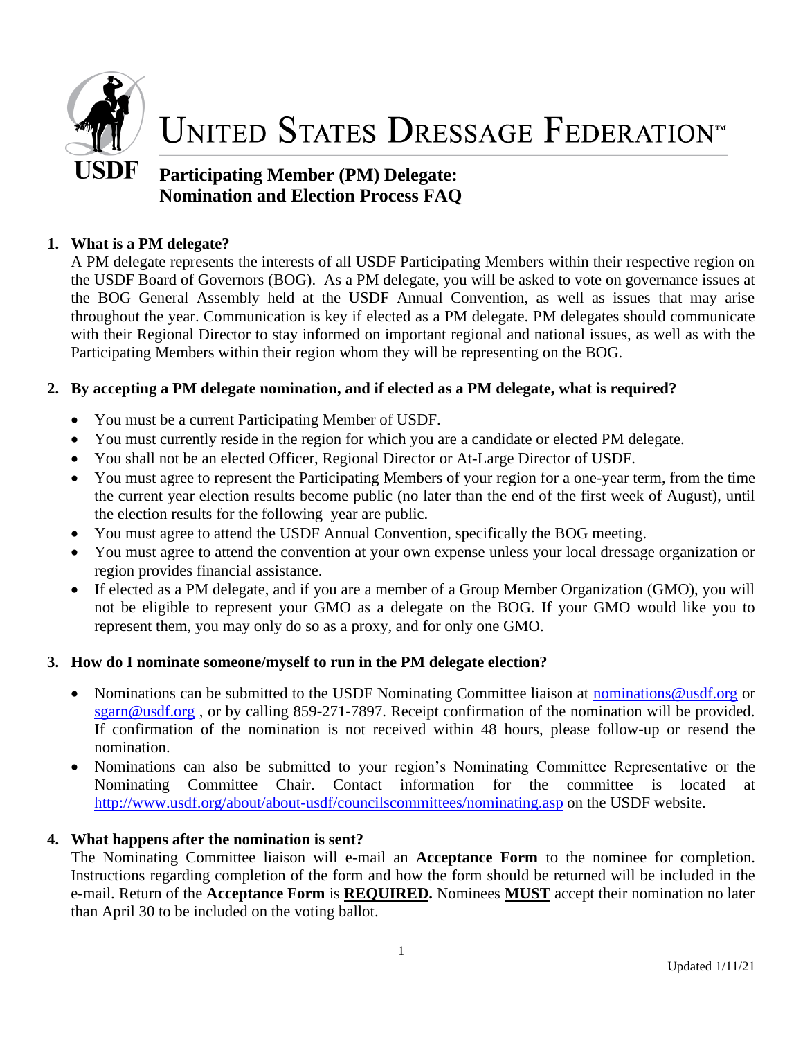# UNITED STATES DRESSAGE FEDERATION™

USDF

## Participating Member (PM) Delegate: Nomination and Election Process FAQ

### 1. What is a PM delegate?

A PM delegate represents the interests of all USDF Participating Members within their respective region on the USDF Board of Governors (BOG). As a PM delegate, you will be asked to vote on governance issues at the BOG General Assembly held at the USDF Annual Convention, as well as issues that may arise throughout the year. Communication is key if elected as a PM delegate. PM delegates should communicate with their Regional Director to stay informed on important regional and national issues, as well as with the Participating Members within their region whom they will be representing on the BOG.

### 2. By accepting a PM delegate nomination, and if elected as a PM delegate, what is required?

- You must be a current Participating Member of USDF.
- You must currently reside in the region for which you are a candidate or elected PM delegate.
- You shall not be an elected Officer, Regional Director or At-Large Director of USDF.
- You must agree to represent the Participating Members of your region for a one-year term, from the time the current year election results become public (no later than the end of the first week of August), until the election results for the following year are public.
- You must agree to attend the USDF Annual Convention, specifically the BOG meeting.
- You must agree to attend the convention at your own expense unless your local dressage organization or region provides financial assistance.
- If elected as a PM delegate, and if you are a member of a Group Member Organization (GMO), you will not be eligible to represent your GMO as a delegate on the BOG. If your GMO would like you to represent them, you may only do so as a proxy, and for only one GMO.

### 3. How do I nominate someone/myself to run in the PM delegate election?

- Nominations can be submitted to the USDF Nominating Committee liaison at nominations@usdf.org or sgarn@usdf.org , or by calling 859-271-7897. Receipt confirmation of the nomination will be provided. If confirmation of the nomination is not received within 48 hours, please follow-up or resend the nomination.
- Nominations can also be submitted to your region's Nominating Committee Representative or the Nominating Committee Chair. Contact information for the committee is located at http://www.usdf.org/about/about-usdf/councilscommittees/nominating.asp on the USDF website.

### 4. What happens after the nomination is sent?

The Nominating Committee liaison will e-mail an **Acceptance Form** to the nominee for completion. Instructions regarding completion of the form and how the form should be returned will be included in the e-mail. Return of the **Acceptance Form** is **<u>REQUIRED</u>.** Nominees **<u>MUST</u>** accept their nomination no later than April 30 to be included on the voting ballot.

Updated 1/11/21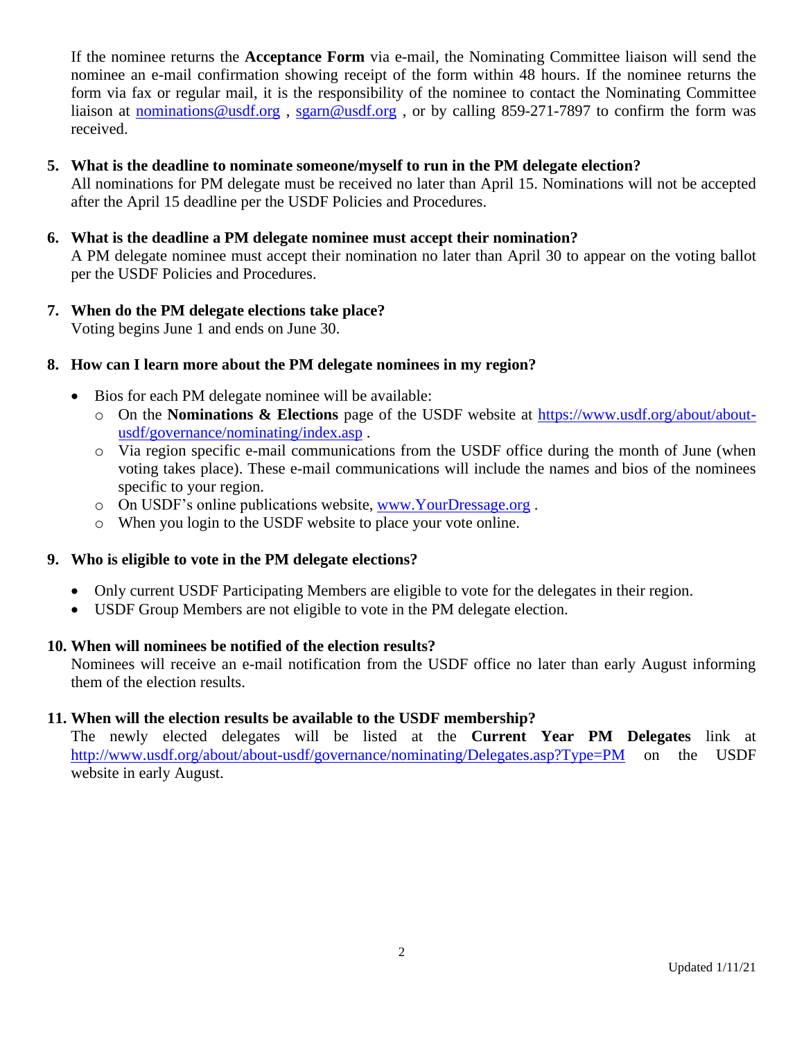If the nominee returns the **Acceptance Form** via e-mail, the Nominating Committee liaison will send the nominee an e-mail confirmation showing receipt of the form within 48 hours. If the nominee returns the form via fax or regular mail, it is the responsibility of the nominee to contact the Nominating Committee liaison at nominations@usdf.org , sgarn@usdf.org , or by calling 859-271-7897 to confirm the form was received.

5. **What is the deadline to nominate someone/myself to run in the PM delegate election?**
   All nominations for PM delegate must be received no later than April 15. Nominations will not be accepted after the April 15 deadline per the USDF Policies and Procedures.

6. **What is the deadline a PM delegate nominee must accept their nomination?**
   A PM delegate nominee must accept their nomination no later than April 30 to appear on the voting ballot per the USDF Policies and Procedures.

7. **When do the PM delegate elections take place?**
   Voting begins June 1 and ends on June 30.

8. **How can I learn more about the PM delegate nominees in my region?**

   - Bios for each PM delegate nominee will be available:
     - On the **Nominations & Elections** page of the USDF website at https://www.usdf.org/about/about-usdf/governance/nominating/index.asp .
     - Via region specific e-mail communications from the USDF office during the month of June (when voting takes place). These e-mail communications will include the names and bios of the nominees specific to your region.
     - On USDF's online publications website, www.YourDressage.org .
     - When you login to the USDF website to place your vote online.

9. **Who is eligible to vote in the PM delegate elections?**

   - Only current USDF Participating Members are eligible to vote for the delegates in their region.
   - USDF Group Members are not eligible to vote in the PM delegate election.

10. **When will nominees be notified of the election results?**
    Nominees will receive an e-mail notification from the USDF office no later than early August informing them of the election results.

11. **When will the election results be available to the USDF membership?**
    The newly elected delegates will be listed at the **Current Year PM Delegates** link at http://www.usdf.org/about/about-usdf/governance/nominating/Delegates.asp?Type=PM on the USDF website in early August.

Updated 1/11/21